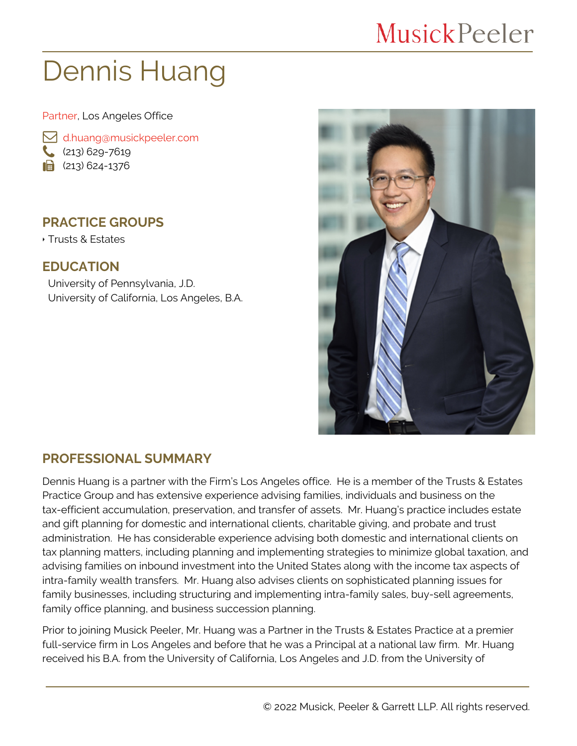# Dennis Huang

Partner, Los Angeles Office

d.huang@musickpeeler.com
(213) 629-7619
(213) 624-1376

## PRACTICE GROUPS

- Trusts & Estates

## EDUCATION

University of Pennsylvania, J.D.
University of California, Los Angeles, B.A.

## PROFESSIONAL SUMMARY

Dennis Huang is a partner with the Firm's Los Angeles office. He is a member of the Trusts & Estates Practice Group and has extensive experience advising families, individuals and business on the tax-efficient accumulation, preservation, and transfer of assets. Mr. Huang's practice includes estate and gift planning for domestic and international clients, charitable giving, and probate and trust administration. He has considerable experience advising both domestic and international clients on tax planning matters, including planning and implementing strategies to minimize global taxation, and advising families on inbound investment into the United States along with the income tax aspects of intra-family wealth transfers. Mr. Huang also advises clients on sophisticated planning issues for family businesses, including structuring and implementing intra-family sales, buy-sell agreements, family office planning, and business succession planning.

Prior to joining Musick Peeler, Mr. Huang was a Partner in the Trusts & Estates Practice at a premier full-service firm in Los Angeles and before that he was a Principal at a national law firm. Mr. Huang received his B.A. from the University of California, Los Angeles and J.D. from the University of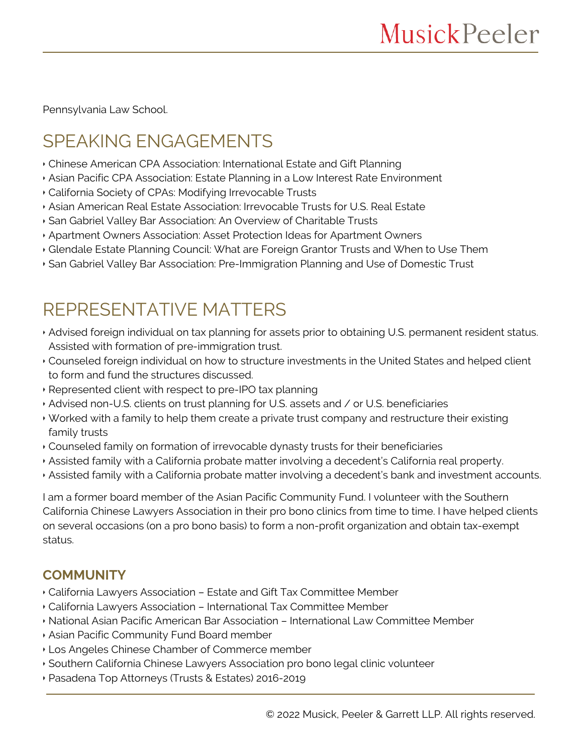Pennsylvania Law School.

# SPEAKING ENGAGEMENTS

- Chinese American CPA Association: International Estate and Gift Planning
- Asian Pacific CPA Association: Estate Planning in a Low Interest Rate Environment
- California Society of CPAs: Modifying Irrevocable Trusts
- Asian American Real Estate Association: Irrevocable Trusts for U.S. Real Estate
- San Gabriel Valley Bar Association: An Overview of Charitable Trusts
- Apartment Owners Association: Asset Protection Ideas for Apartment Owners
- Glendale Estate Planning Council: What are Foreign Grantor Trusts and When to Use Them
- San Gabriel Valley Bar Association: Pre-Immigration Planning and Use of Domestic Trust

# REPRESENTATIVE MATTERS

- Advised foreign individual on tax planning for assets prior to obtaining U.S. permanent resident status. Assisted with formation of pre-immigration trust.
- Counseled foreign individual on how to structure investments in the United States and helped client to form and fund the structures discussed.
- Represented client with respect to pre-IPO tax planning
- Advised non-U.S. clients on trust planning for U.S. assets and / or U.S. beneficiaries
- Worked with a family to help them create a private trust company and restructure their existing family trusts
- Counseled family on formation of irrevocable dynasty trusts for their beneficiaries
- Assisted family with a California probate matter involving a decedent's California real property.
- Assisted family with a California probate matter involving a decedent's bank and investment accounts.

I am a former board member of the Asian Pacific Community Fund. I volunteer with the Southern California Chinese Lawyers Association in their pro bono clinics from time to time. I have helped clients on several occasions (on a pro bono basis) to form a non-profit organization and obtain tax-exempt status.

## COMMUNITY

- California Lawyers Association – Estate and Gift Tax Committee Member
- California Lawyers Association – International Tax Committee Member
- National Asian Pacific American Bar Association – International Law Committee Member
- Asian Pacific Community Fund Board member
- Los Angeles Chinese Chamber of Commerce member
- Southern California Chinese Lawyers Association pro bono legal clinic volunteer
- Pasadena Top Attorneys (Trusts & Estates) 2016-2019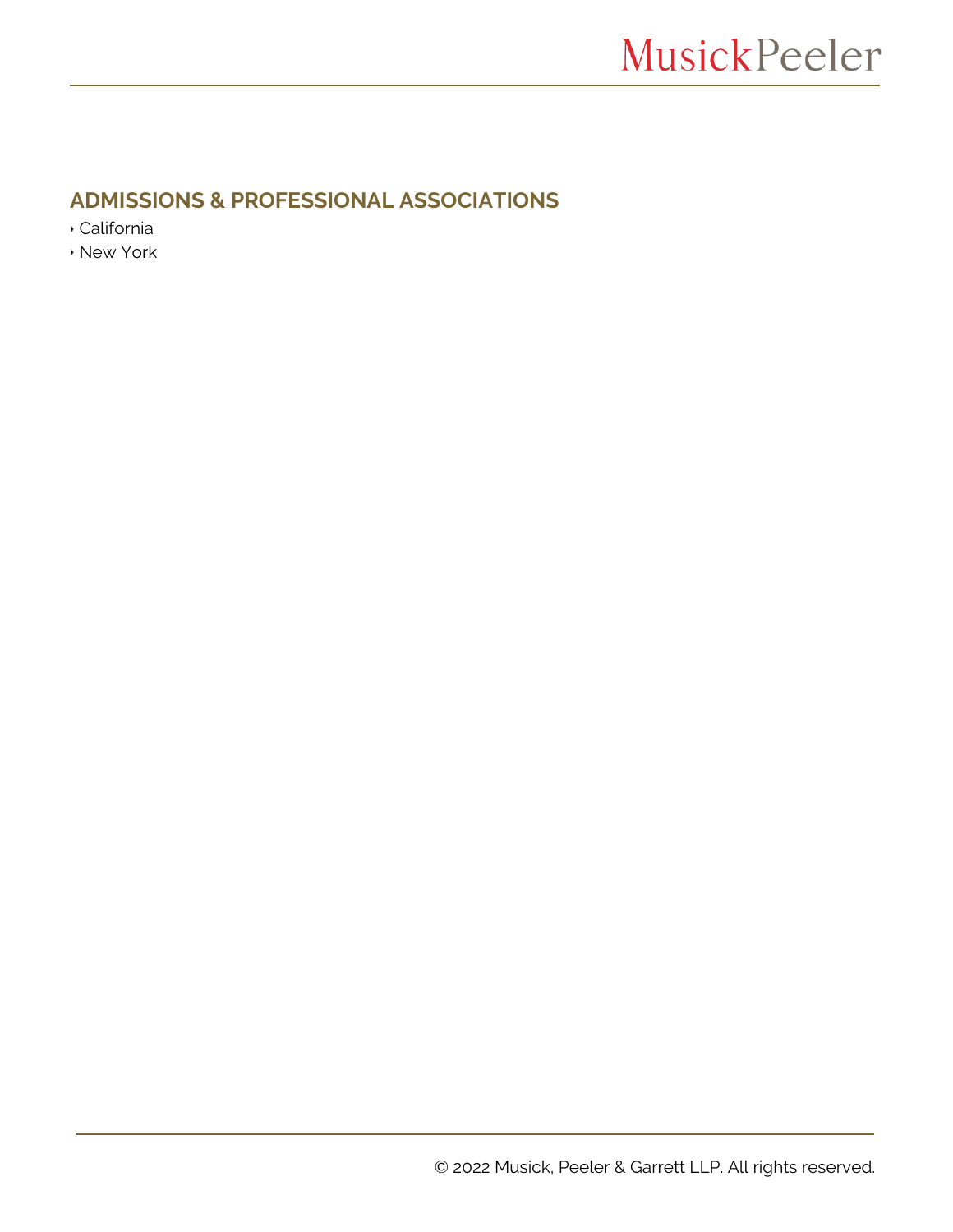## ADMISSIONS & PROFESSIONAL ASSOCIATIONS

- California
- New York